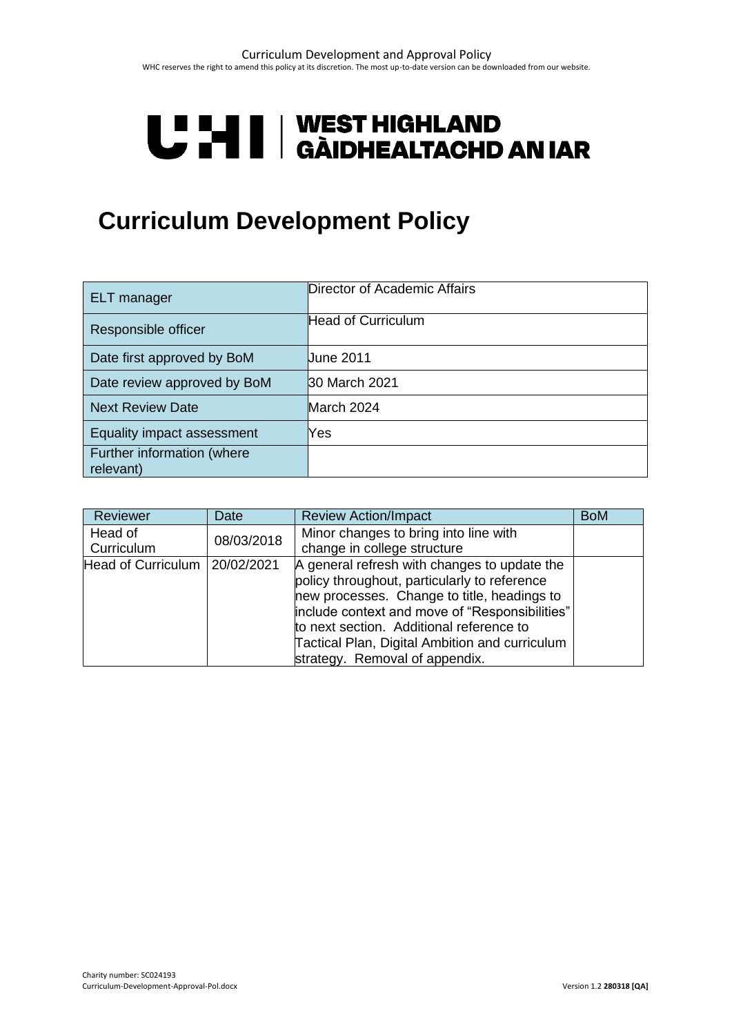UHI | WEST HIGHLAND GÀIDHEALTACHD AN IAR

# Curriculum Development Policy

| | |
|---|---|
| ELT manager | Director of Academic Affairs |
| Responsible officer | Head of Curriculum |
| Date first approved by BoM | June 2011 |
| Date review approved by BoM | 30 March 2021 |
| Next Review Date | March 2024 |
| Equality impact assessment | Yes |
| Further information (where relevant) | |

| Reviewer | Date | Review Action/Impact | BoM |
|---|---|---|---|
| Head of Curriculum | 08/03/2018 | Minor changes to bring into line with change in college structure | |
| Head of Curriculum | 20/02/2021 | A general refresh with changes to update the policy throughout, particularly to reference new processes. Change to title, headings to include context and move of "Responsibilities" to next section. Additional reference to Tactical Plan, Digital Ambition and curriculum strategy. Removal of appendix. | |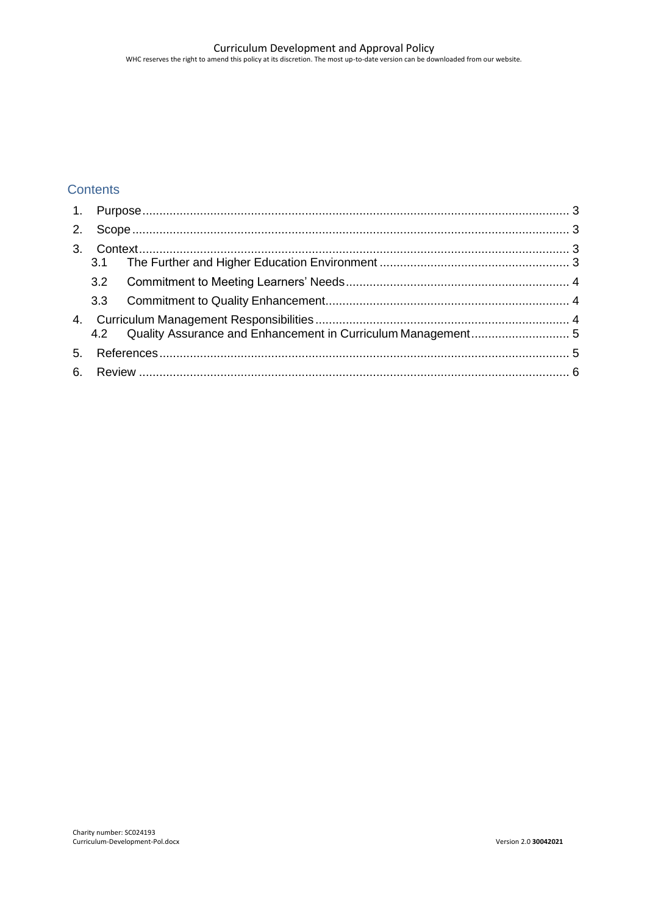## Contents

1. Purpose ........ 3
2. Scope ........ 3
3. Context ........ 3
   - 3.1 The Further and Higher Education Environment ........ 3
   - 3.2 Commitment to Meeting Learners' Needs ........ 4
   - 3.3 Commitment to Quality Enhancement ........ 4
4. Curriculum Management Responsibilities ........ 4
   - 4.2 Quality Assurance and Enhancement in Curriculum Management ........ 5
5. References ........ 5
6. Review ........ 6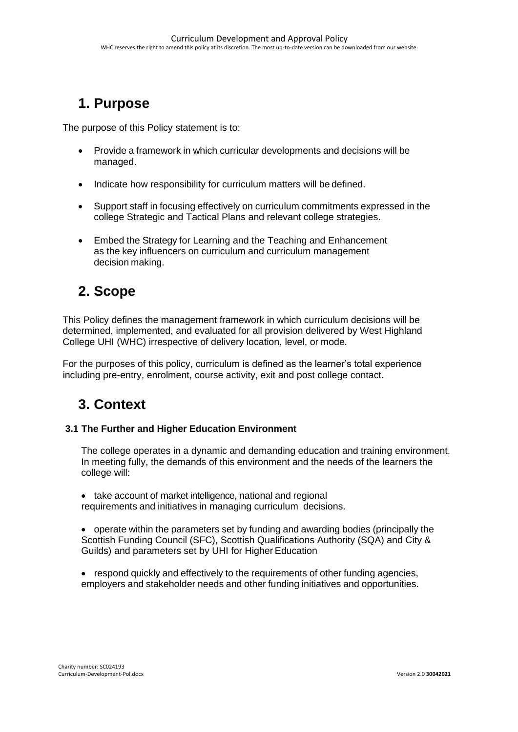# 1. Purpose

The purpose of this Policy statement is to:

- Provide a framework in which curricular developments and decisions will be managed.
- Indicate how responsibility for curriculum matters will be defined.
- Support staff in focusing effectively on curriculum commitments expressed in the college Strategic and Tactical Plans and relevant college strategies.
- Embed the Strategy for Learning and the Teaching and Enhancement as the key influencers on curriculum and curriculum management decision making.

# 2. Scope

This Policy defines the management framework in which curriculum decisions will be determined, implemented, and evaluated for all provision delivered by West Highland College UHI (WHC) irrespective of delivery location, level, or mode.

For the purposes of this policy, curriculum is defined as the learner's total experience including pre-entry, enrolment, course activity, exit and post college contact.

# 3. Context

### 3.1 The Further and Higher Education Environment

The college operates in a dynamic and demanding education and training environment. In meeting fully, the demands of this environment and the needs of the learners the college will:

- take account of market intelligence, national and regional requirements and initiatives in managing curriculum decisions.
- operate within the parameters set by funding and awarding bodies (principally the Scottish Funding Council (SFC), Scottish Qualifications Authority (SQA) and City & Guilds) and parameters set by UHI for Higher Education
- respond quickly and effectively to the requirements of other funding agencies, employers and stakeholder needs and other funding initiatives and opportunities.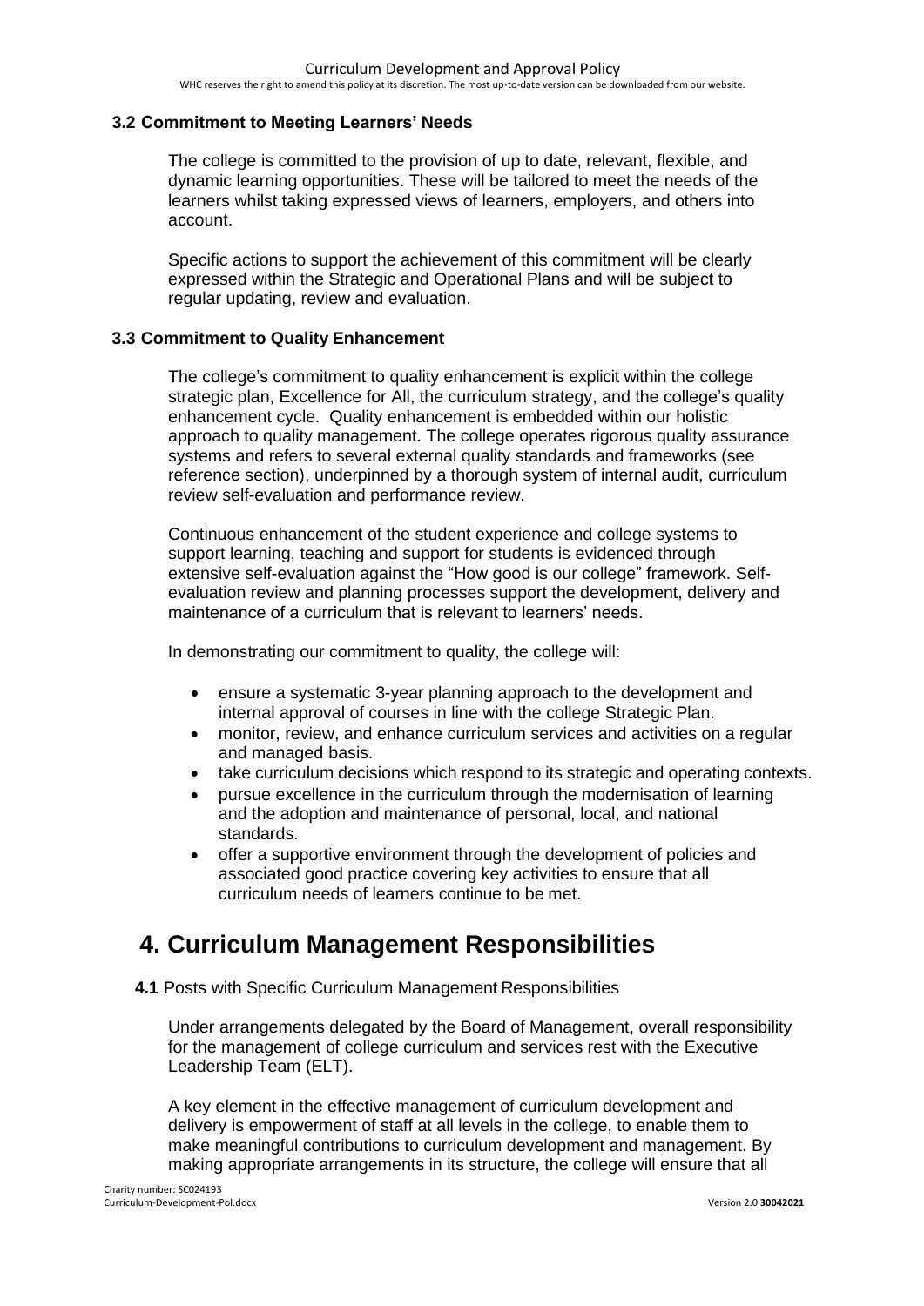### 3.2 Commitment to Meeting Learners' Needs

The college is committed to the provision of up to date, relevant, flexible, and dynamic learning opportunities. These will be tailored to meet the needs of the learners whilst taking expressed views of learners, employers, and others into account.

Specific actions to support the achievement of this commitment will be clearly expressed within the Strategic and Operational Plans and will be subject to regular updating, review and evaluation.

### 3.3 Commitment to Quality Enhancement

The college's commitment to quality enhancement is explicit within the college strategic plan, Excellence for All, the curriculum strategy, and the college's quality enhancement cycle. Quality enhancement is embedded within our holistic approach to quality management. The college operates rigorous quality assurance systems and refers to several external quality standards and frameworks (see reference section), underpinned by a thorough system of internal audit, curriculum review self-evaluation and performance review.

Continuous enhancement of the student experience and college systems to support learning, teaching and support for students is evidenced through extensive self-evaluation against the "How good is our college" framework. Self-evaluation review and planning processes support the development, delivery and maintenance of a curriculum that is relevant to learners' needs.

In demonstrating our commitment to quality, the college will:

- ensure a systematic 3-year planning approach to the development and internal approval of courses in line with the college Strategic Plan.
- monitor, review, and enhance curriculum services and activities on a regular and managed basis.
- take curriculum decisions which respond to its strategic and operating contexts.
- pursue excellence in the curriculum through the modernisation of learning and the adoption and maintenance of personal, local, and national standards.
- offer a supportive environment through the development of policies and associated good practice covering key activities to ensure that all curriculum needs of learners continue to be met.

# 4. Curriculum Management Responsibilities

**4.1** Posts with Specific Curriculum Management Responsibilities

Under arrangements delegated by the Board of Management, overall responsibility for the management of college curriculum and services rest with the Executive Leadership Team (ELT).

A key element in the effective management of curriculum development and delivery is empowerment of staff at all levels in the college, to enable them to make meaningful contributions to curriculum development and management. By making appropriate arrangements in its structure, the college will ensure that all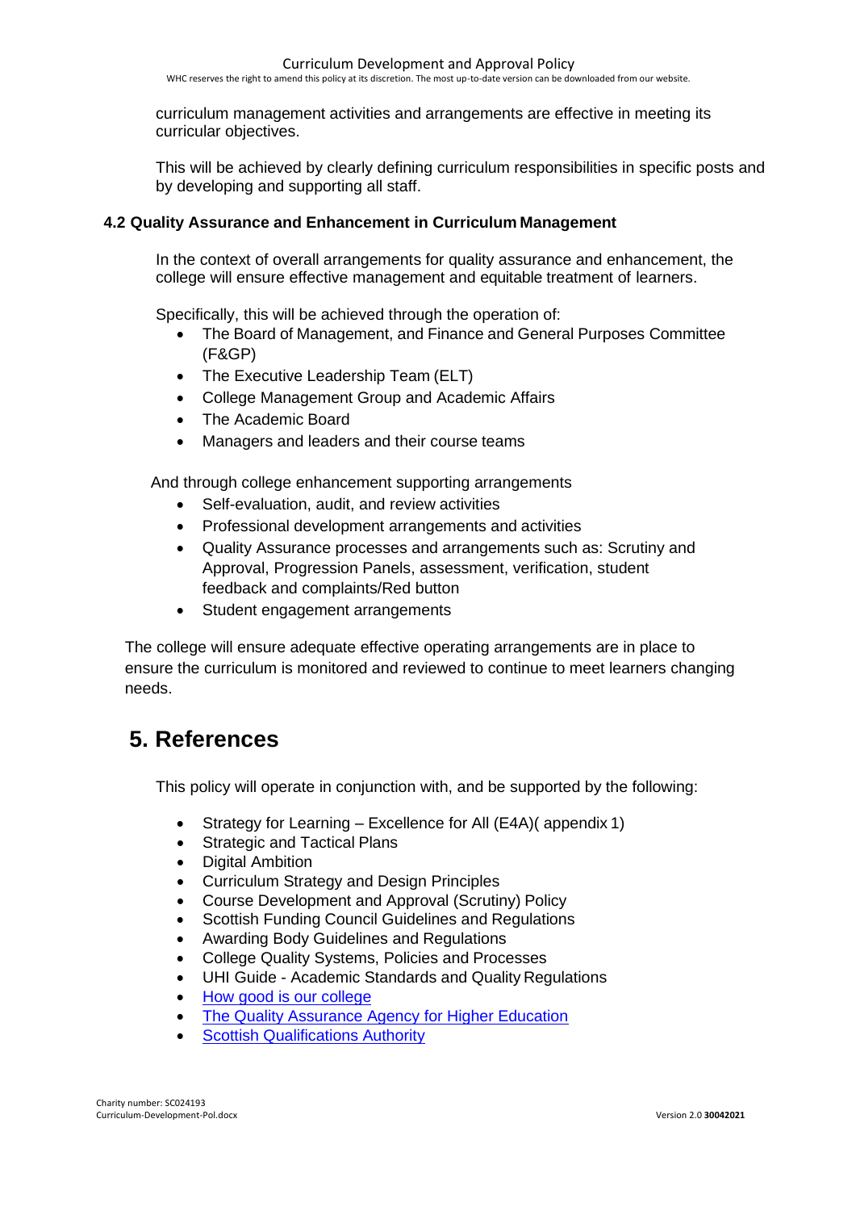curriculum management activities and arrangements are effective in meeting its curricular objectives.

This will be achieved by clearly defining curriculum responsibilities in specific posts and by developing and supporting all staff.

### 4.2 Quality Assurance and Enhancement in Curriculum Management

In the context of overall arrangements for quality assurance and enhancement, the college will ensure effective management and equitable treatment of learners.

Specifically, this will be achieved through the operation of:

- The Board of Management, and Finance and General Purposes Committee (F&GP)
- The Executive Leadership Team (ELT)
- College Management Group and Academic Affairs
- The Academic Board
- Managers and leaders and their course teams

And through college enhancement supporting arrangements

- Self-evaluation, audit, and review activities
- Professional development arrangements and activities
- Quality Assurance processes and arrangements such as: Scrutiny and Approval, Progression Panels, assessment, verification, student feedback and complaints/Red button
- Student engagement arrangements

The college will ensure adequate effective operating arrangements are in place to ensure the curriculum is monitored and reviewed to continue to meet learners changing needs.

## 5. References

This policy will operate in conjunction with, and be supported by the following:

- Strategy for Learning – Excellence for All (E4A)( appendix 1)
- Strategic and Tactical Plans
- Digital Ambition
- Curriculum Strategy and Design Principles
- Course Development and Approval (Scrutiny) Policy
- Scottish Funding Council Guidelines and Regulations
- Awarding Body Guidelines and Regulations
- College Quality Systems, Policies and Processes
- UHI Guide - Academic Standards and Quality Regulations
- How good is our college
- The Quality Assurance Agency for Higher Education
- Scottish Qualifications Authority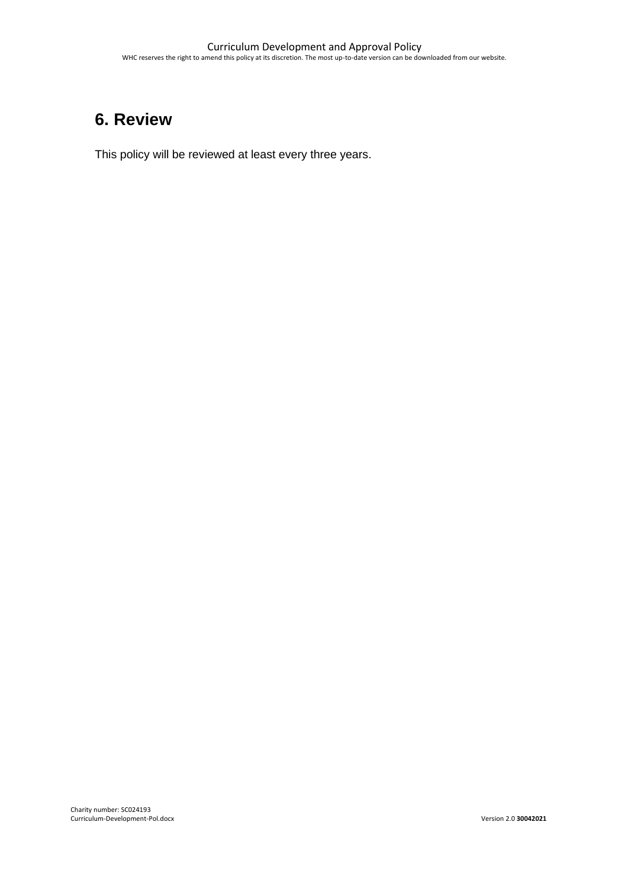## 6. Review

This policy will be reviewed at least every three years.